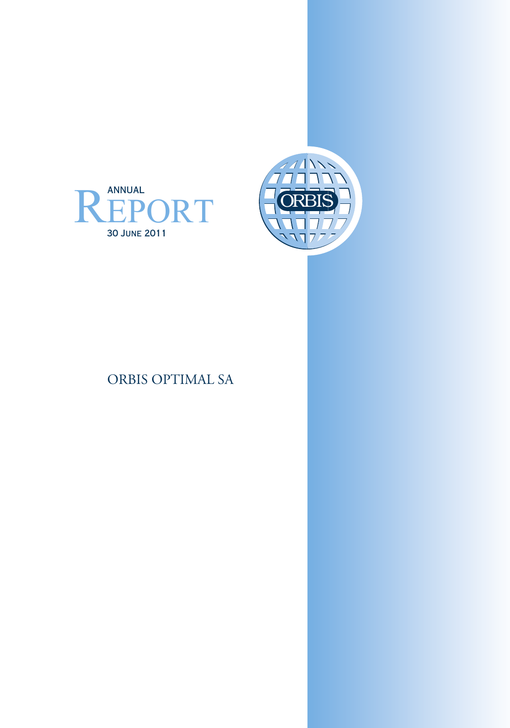# ANNUAL REPORT

30 June 2011

ORBIS

## ORBIS OPTIMAL SA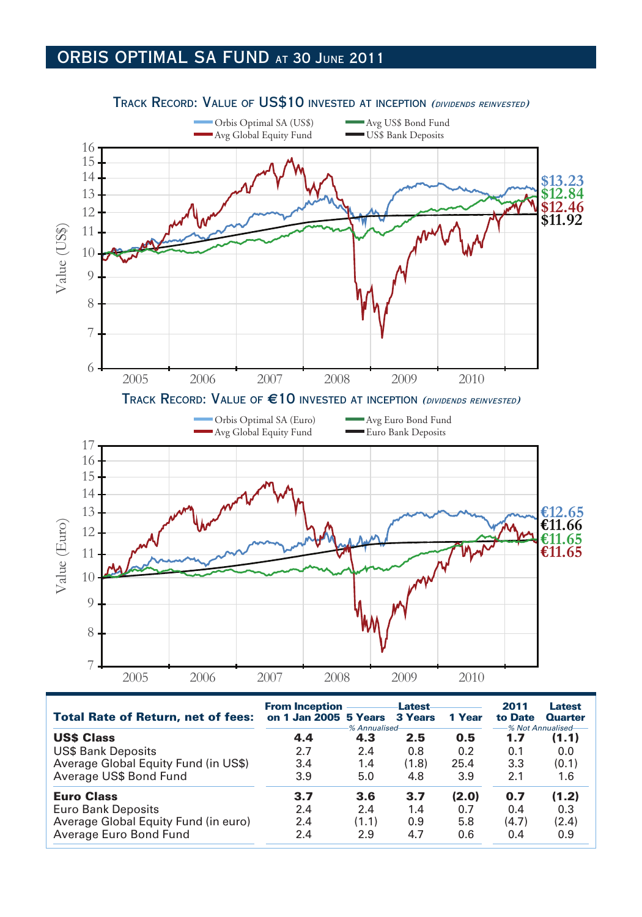# ORBIS OPTIMAL SA FUND AT 30 JUNE 2011

## TRACK RECORD: VALUE OF US$10 INVESTED AT INCEPTION *(DIVIDENDS REINVESTED)*

Orbis Optimal SA (US$) — Avg US$ Bond Fund — Avg Global Equity Fund — US$ Bank Deposits

$13.23 $12.84 $12.46 $11.92

## TRACK RECORD: VALUE OF €10 INVESTED AT INCEPTION *(DIVIDENDS REINVESTED)*

Orbis Optimal SA (Euro) — Avg Euro Bond Fund — Avg Global Equity Fund — Euro Bank Deposits

€12.65 €11.66 €11.65 €11.65

| Total Rate of Return, net of fees: | From Inception on 1 Jan 2005 | Latest 5 Years | Latest 3 Years | Latest 1 Year | 2011 to Date | Latest Quarter |
|---|---|---|---|---|---|---|
| | *% Annualised* | | | | *% Not Annualised* | |
| **US$ Class** | **4.4** | **4.3** | **2.5** | **0.5** | **1.7** | **(1.1)** |
| US$ Bank Deposits | 2.7 | 2.4 | 0.8 | 0.2 | 0.1 | 0.0 |
| Average Global Equity Fund (in US$) | 3.4 | 1.4 | (1.8) | 25.4 | 3.3 | (0.1) |
| Average US$ Bond Fund | 3.9 | 5.0 | 4.8 | 3.9 | 2.1 | 1.6 |
| **Euro Class** | **3.7** | **3.6** | **3.7** | **(2.0)** | **0.7** | **(1.2)** |
| Euro Bank Deposits | 2.4 | 2.4 | 1.4 | 0.7 | 0.4 | 0.3 |
| Average Global Equity Fund (in euro) | 2.4 | (1.1) | 0.9 | 5.8 | (4.7) | (2.4) |
| Average Euro Bond Fund | 2.4 | 2.9 | 4.7 | 0.6 | 0.4 | 0.9 |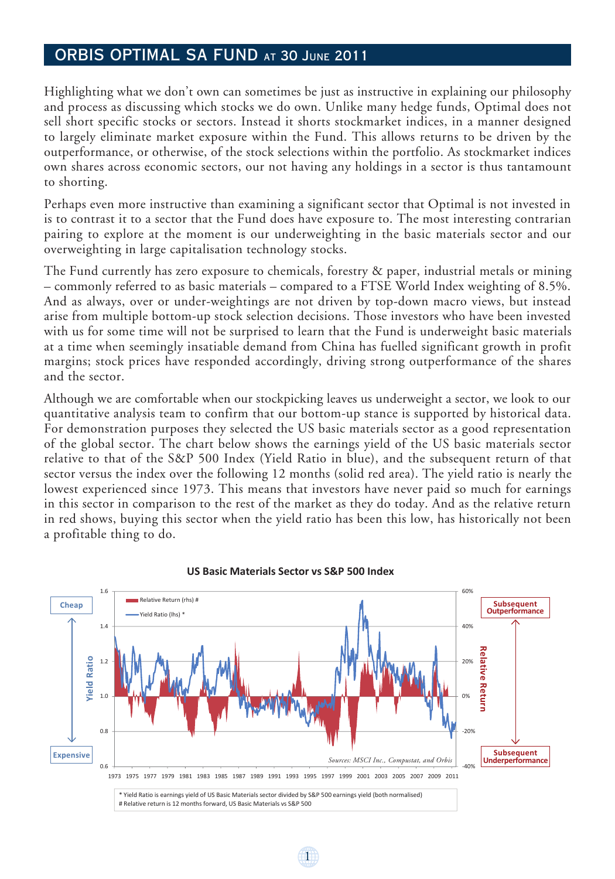## ORBIS OPTIMAL SA FUND AT 30 JUNE 2011

Highlighting what we don't own can sometimes be just as instructive in explaining our philosophy and process as discussing which stocks we do own. Unlike many hedge funds, Optimal does not sell short specific stocks or sectors. Instead it shorts stockmarket indices, in a manner designed to largely eliminate market exposure within the Fund. This allows returns to be driven by the outperformance, or otherwise, of the stock selections within the portfolio. As stockmarket indices own shares across economic sectors, our not having any holdings in a sector is thus tantamount to shorting.

Perhaps even more instructive than examining a significant sector that Optimal is not invested in is to contrast it to a sector that the Fund does have exposure to. The most interesting contrarian pairing to explore at the moment is our underweighting in the basic materials sector and our overweighting in large capitalisation technology stocks.

The Fund currently has zero exposure to chemicals, forestry & paper, industrial metals or mining – commonly referred to as basic materials – compared to a FTSE World Index weighting of 8.5%. And as always, over or under-weightings are not driven by top-down macro views, but instead arise from multiple bottom-up stock selection decisions. Those investors who have been invested with us for some time will not be surprised to learn that the Fund is underweight basic materials at a time when seemingly insatiable demand from China has fuelled significant growth in profit margins; stock prices have responded accordingly, driving strong outperformance of the shares and the sector.

Although we are comfortable when our stockpicking leaves us underweight a sector, we look to our quantitative analysis team to confirm that our bottom-up stance is supported by historical data. For demonstration purposes they selected the US basic materials sector as a good representation of the global sector. The chart below shows the earnings yield of the US basic materials sector relative to that of the S&P 500 Index (Yield Ratio in blue), and the subsequent return of that sector versus the index over the following 12 months (solid red area). The yield ratio is nearly the lowest experienced since 1973. This means that investors have never paid so much for earnings in this sector in comparison to the rest of the market as they do today. And as the relative return in red shows, buying this sector when the yield ratio has been this low, has historically not been a profitable thing to do.

**US Basic Materials Sector vs S&P 500 Index**

Relative Return (rhs) # — Yield Ratio (lhs) *

Cheap / Expensive — Subsequent Outperformance / Subsequent Underperformance

*Sources: MSCI Inc., Compustat, and Orbis*

\* Yield Ratio is earnings yield of US Basic Materials sector divided by S&P 500 earnings yield (both normalised)
\# Relative return is 12 months forward, US Basic Materials vs S&P 500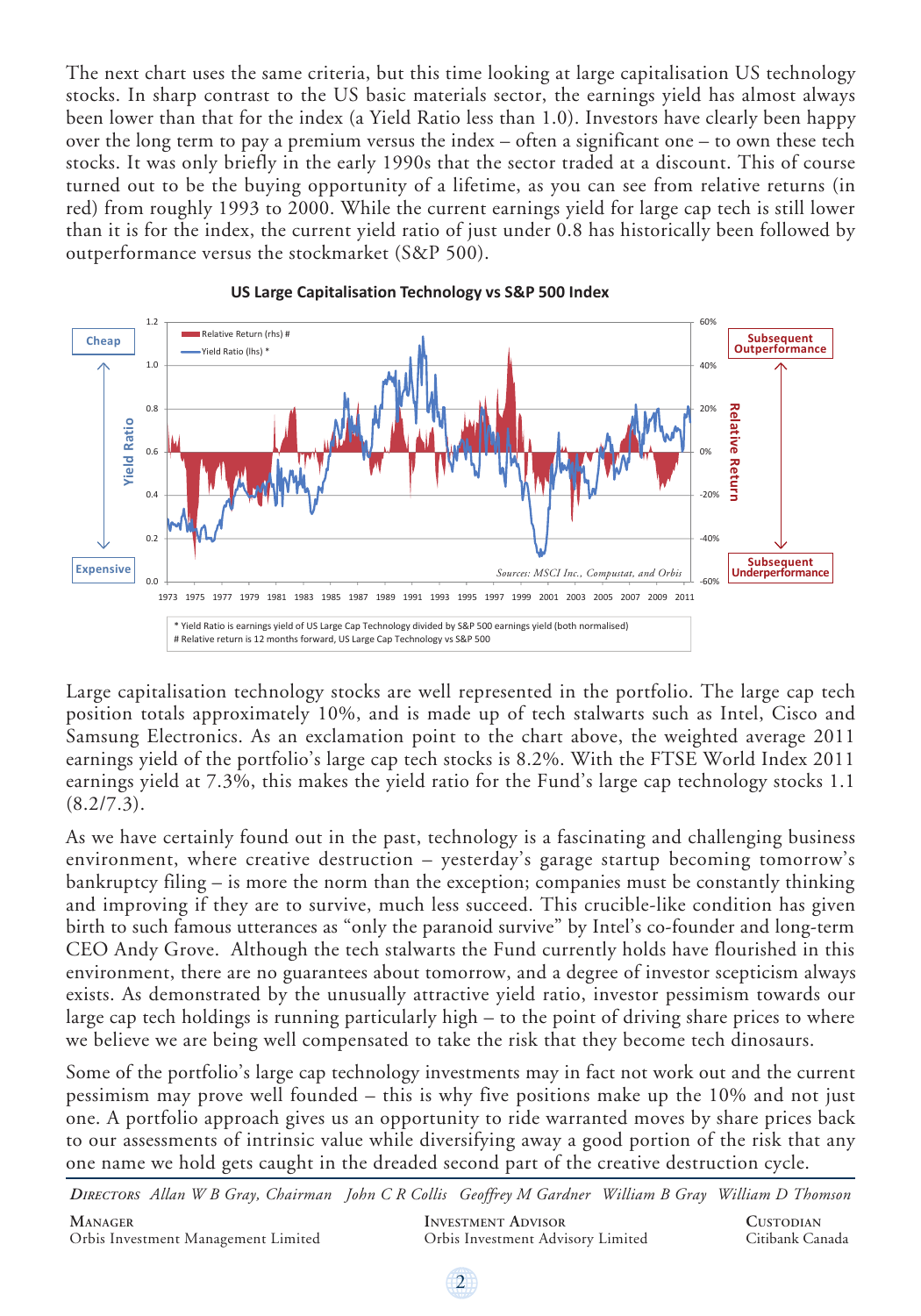The next chart uses the same criteria, but this time looking at large capitalisation US technology stocks. In sharp contrast to the US basic materials sector, the earnings yield has almost always been lower than that for the index (a Yield Ratio less than 1.0). Investors have clearly been happy over the long term to pay a premium versus the index – often a significant one – to own these tech stocks. It was only briefly in the early 1990s that the sector traded at a discount. This of course turned out to be the buying opportunity of a lifetime, as you can see from relative returns (in red) from roughly 1993 to 2000. While the current earnings yield for large cap tech is still lower than it is for the index, the current yield ratio of just under 0.8 has historically been followed by outperformance versus the stockmarket (S&P 500).

**US Large Capitalisation Technology vs S&P 500 Index**

Sources: MSCI Inc., Compustat, and Orbis

\* Yield Ratio is earnings yield of US Large Cap Technology divided by S&P 500 earnings yield (both normalised)
\# Relative return is 12 months forward, US Large Cap Technology vs S&P 500

Large capitalisation technology stocks are well represented in the portfolio. The large cap tech position totals approximately 10%, and is made up of tech stalwarts such as Intel, Cisco and Samsung Electronics. As an exclamation point to the chart above, the weighted average 2011 earnings yield of the portfolio's large cap tech stocks is 8.2%. With the FTSE World Index 2011 earnings yield at 7.3%, this makes the yield ratio for the Fund's large cap technology stocks 1.1 (8.2/7.3).

As we have certainly found out in the past, technology is a fascinating and challenging business environment, where creative destruction – yesterday's garage startup becoming tomorrow's bankruptcy filing – is more the norm than the exception; companies must be constantly thinking and improving if they are to survive, much less succeed. This crucible-like condition has given birth to such famous utterances as "only the paranoid survive" by Intel's co-founder and long-term CEO Andy Grove. Although the tech stalwarts the Fund currently holds have flourished in this environment, there are no guarantees about tomorrow, and a degree of investor scepticism always exists. As demonstrated by the unusually attractive yield ratio, investor pessimism towards our large cap tech holdings is running particularly high – to the point of driving share prices to where we believe we are being well compensated to take the risk that they become tech dinosaurs.

Some of the portfolio's large cap technology investments may in fact not work out and the current pessimism may prove well founded – this is why five positions make up the 10% and not just one. A portfolio approach gives us an opportunity to ride warranted moves by share prices back to our assessments of intrinsic value while diversifying away a good portion of the risk that any one name we hold gets caught in the dreaded second part of the creative destruction cycle.

*Directors* *Allan W B Gray, Chairman* *John C R Collis* *Geoffrey M Gardner* *William B Gray* *William D Thomson*

Manager
Orbis Investment Management Limited

Investment Advisor
Orbis Investment Advisory Limited

Custodian
Citibank Canada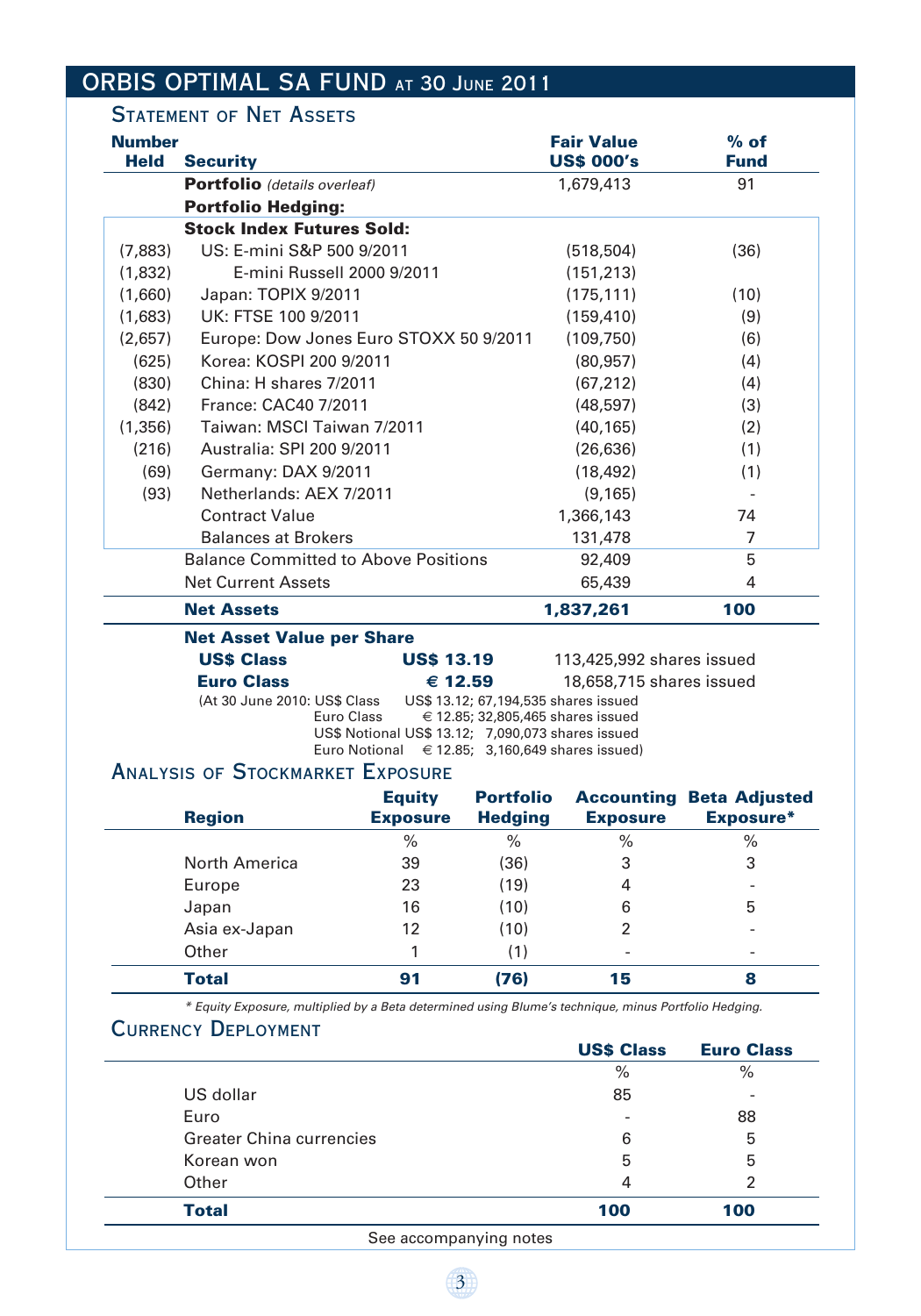# ORBIS OPTIMAL SA FUND AT 30 JUNE 2011

## Statement of Net Assets

| Number Held | Security | Fair Value US$ 000's | % of Fund |
|---|---|---|---|
| | **Portfolio** *(details overleaf)* | 1,679,413 | 91 |
| | **Portfolio Hedging:** | | |
| | **Stock Index Futures Sold:** | | |
| (7,883) | US: E-mini S&P 500 9/2011 | (518,504) | (36) |
| (1,832) | E-mini Russell 2000 9/2011 | (151,213) | |
| (1,660) | Japan: TOPIX 9/2011 | (175,111) | (10) |
| (1,683) | UK: FTSE 100 9/2011 | (159,410) | (9) |
| (2,657) | Europe: Dow Jones Euro STOXX 50 9/2011 | (109,750) | (6) |
| (625) | Korea: KOSPI 200 9/2011 | (80,957) | (4) |
| (830) | China: H shares 7/2011 | (67,212) | (4) |
| (842) | France: CAC40 7/2011 | (48,597) | (3) |
| (1,356) | Taiwan: MSCI Taiwan 7/2011 | (40,165) | (2) |
| (216) | Australia: SPI 200 9/2011 | (26,636) | (1) |
| (69) | Germany: DAX 9/2011 | (18,492) | (1) |
| (93) | Netherlands: AEX 7/2011 | (9,165) | - |
| | Contract Value | 1,366,143 | 74 |
| | Balances at Brokers | 131,478 | 7 |
| | Balance Committed to Above Positions | 92,409 | 5 |
| | Net Current Assets | 65,439 | 4 |
| | **Net Assets** | **1,837,261** | **100** |

**Net Asset Value per Share**

| | | |
|---|---|---|
| **US$ Class** | **US$ 13.19** | 113,425,992 shares issued |
| **Euro Class** | **€ 12.59** | 18,658,715 shares issued |

(At 30 June 2010: US$ Class US$ 13.12; 67,194,535 shares issued
Euro Class € 12.85; 32,805,465 shares issued
US$ Notional US$ 13.12; 7,090,073 shares issued
Euro Notional € 12.85; 3,160,649 shares issued)

## Analysis of Stockmarket Exposure

| Region | Equity Exposure | Portfolio Hedging | Accounting Exposure | Beta Adjusted Exposure* |
|---|---|---|---|---|
| | % | % | % | % |
| North America | 39 | (36) | 3 | 3 |
| Europe | 23 | (19) | 4 | - |
| Japan | 16 | (10) | 6 | 5 |
| Asia ex-Japan | 12 | (10) | 2 | - |
| Other | 1 | (1) | - | - |
| **Total** | **91** | **(76)** | **15** | **8** |

*\* Equity Exposure, multiplied by a Beta determined using Blume's technique, minus Portfolio Hedging.*

## Currency Deployment

| | US$ Class | Euro Class |
|---|---|---|
| | % | % |
| US dollar | 85 | - |
| Euro | - | 88 |
| Greater China currencies | 6 | 5 |
| Korean won | 5 | 5 |
| Other | 4 | 2 |
| **Total** | **100** | **100** |

See accompanying notes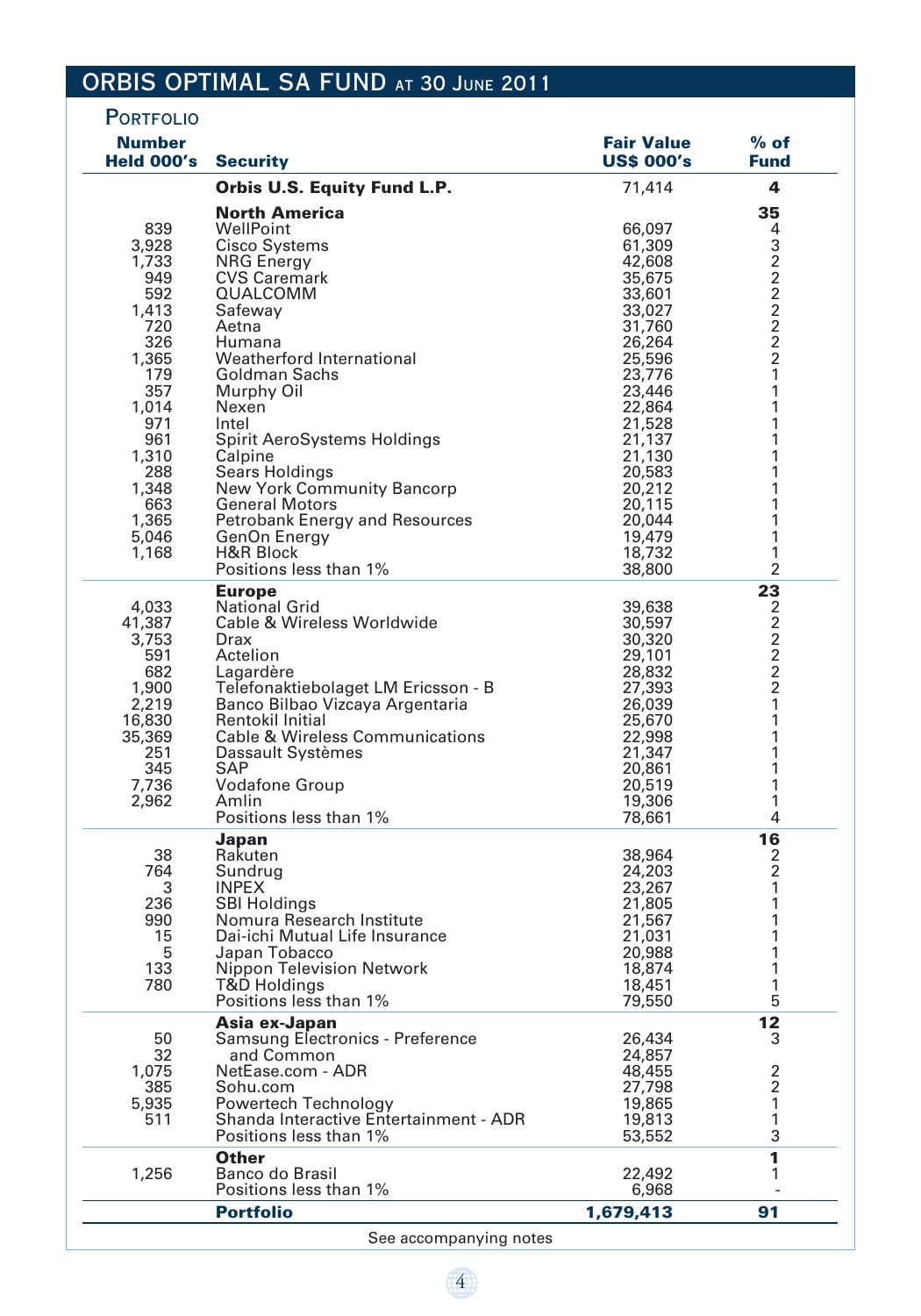# ORBIS OPTIMAL SA FUND at 30 June 2011

## Portfolio

| Number Held 000's | Security | Fair Value US$ 000's | % of Fund |
|---|---|---|---|
| | **Orbis U.S. Equity Fund L.P.** | 71,414 | **4** |
| | **North America** | | **35** |
| 839 | WellPoint | 66,097 | 4 |
| 3,928 | Cisco Systems | 61,309 | 3 |
| 1,733 | NRG Energy | 42,608 | 2 |
| 949 | CVS Caremark | 35,675 | 2 |
| 592 | QUALCOMM | 33,601 | 2 |
| 1,413 | Safeway | 33,027 | 2 |
| 720 | Aetna | 31,760 | 2 |
| 326 | Humana | 26,264 | 2 |
| 1,365 | Weatherford International | 25,596 | 2 |
| 179 | Goldman Sachs | 23,776 | 1 |
| 357 | Murphy Oil | 23,446 | 1 |
| 1,014 | Nexen | 22,864 | 1 |
| 971 | Intel | 21,528 | 1 |
| 961 | Spirit AeroSystems Holdings | 21,137 | 1 |
| 1,310 | Calpine | 21,130 | 1 |
| 288 | Sears Holdings | 20,583 | 1 |
| 1,348 | New York Community Bancorp | 20,212 | 1 |
| 663 | General Motors | 20,115 | 1 |
| 1,365 | Petrobank Energy and Resources | 20,044 | 1 |
| 5,046 | GenOn Energy | 19,479 | 1 |
| 1,168 | H&R Block | 18,732 | 1 |
| | Positions less than 1% | 38,800 | 2 |
| | **Europe** | | **23** |
| 4,033 | National Grid | 39,638 | 2 |
| 41,387 | Cable & Wireless Worldwide | 30,597 | 2 |
| 3,753 | Drax | 30,320 | 2 |
| 591 | Actelion | 29,101 | 2 |
| 682 | Lagardère | 28,832 | 2 |
| 1,900 | Telefonaktiebolaget LM Ericsson - B | 27,393 | 2 |
| 2,219 | Banco Bilbao Vizcaya Argentaria | 26,039 | 1 |
| 16,830 | Rentokil Initial | 25,670 | 1 |
| 35,369 | Cable & Wireless Communications | 22,998 | 1 |
| 251 | Dassault Systèmes | 21,347 | 1 |
| 345 | SAP | 20,861 | 1 |
| 7,736 | Vodafone Group | 20,519 | 1 |
| 2,962 | Amlin | 19,306 | 1 |
| | Positions less than 1% | 78,661 | 4 |
| | **Japan** | | **16** |
| 38 | Rakuten | 38,964 | 2 |
| 764 | Sundrug | 24,203 | 2 |
| 3 | INPEX | 23,267 | 1 |
| 236 | SBI Holdings | 21,805 | 1 |
| 990 | Nomura Research Institute | 21,567 | 1 |
| 15 | Dai-ichi Mutual Life Insurance | 21,031 | 1 |
| 5 | Japan Tobacco | 20,988 | 1 |
| 133 | Nippon Television Network | 18,874 | 1 |
| 780 | T&D Holdings | 18,451 | 1 |
| | Positions less than 1% | 79,550 | 5 |
| | **Asia ex-Japan** | | **12** |
| 50 | Samsung Electronics - Preference | 26,434 | 3 |
| 32 | and Common | 24,857 | |
| 1,075 | NetEase.com - ADR | 48,455 | 2 |
| 385 | Sohu.com | 27,798 | 2 |
| 5,935 | Powertech Technology | 19,865 | 1 |
| 511 | Shanda Interactive Entertainment - ADR | 19,813 | 1 |
| | Positions less than 1% | 53,552 | 3 |
| | **Other** | | **1** |
| 1,256 | Banco do Brasil | 22,492 | 1 |
| | Positions less than 1% | 6,968 | - |
| | **Portfolio** | **1,679,413** | **91** |

See accompanying notes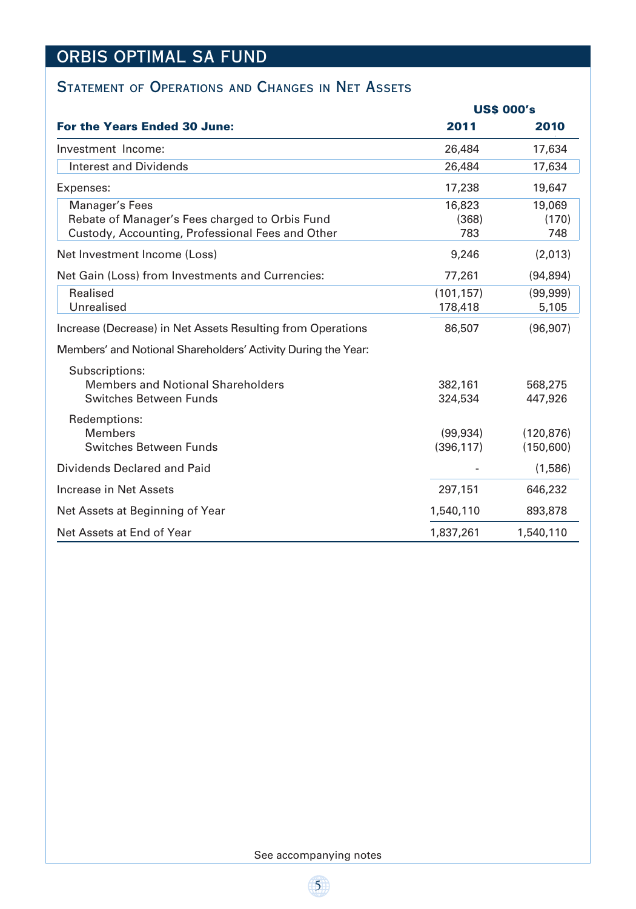# ORBIS OPTIMAL SA FUND

## Statement of Operations and Changes in Net Assets

| For the Years Ended 30 June: | US$ 000's 2011 | 2010 |
|---|---|---|
| Investment Income: | 26,484 | 17,634 |
| Interest and Dividends | 26,484 | 17,634 |
| Expenses: | 17,238 | 19,647 |
| Manager's Fees | 16,823 | 19,069 |
| Rebate of Manager's Fees charged to Orbis Fund | (368) | (170) |
| Custody, Accounting, Professional Fees and Other | 783 | 748 |
| Net Investment Income (Loss) | 9,246 | (2,013) |
| Net Gain (Loss) from Investments and Currencies: | 77,261 | (94,894) |
| Realised | (101,157) | (99,999) |
| Unrealised | 178,418 | 5,105 |
| Increase (Decrease) in Net Assets Resulting from Operations | 86,507 | (96,907) |
| Members' and Notional Shareholders' Activity During the Year: | | |
| Subscriptions: | | |
| Members and Notional Shareholders | 382,161 | 568,275 |
| Switches Between Funds | 324,534 | 447,926 |
| Redemptions: | | |
| Members | (99,934) | (120,876) |
| Switches Between Funds | (396,117) | (150,600) |
| Dividends Declared and Paid | - | (1,586) |
| Increase in Net Assets | 297,151 | 646,232 |
| Net Assets at Beginning of Year | 1,540,110 | 893,878 |
| Net Assets at End of Year | 1,837,261 | 1,540,110 |

See accompanying notes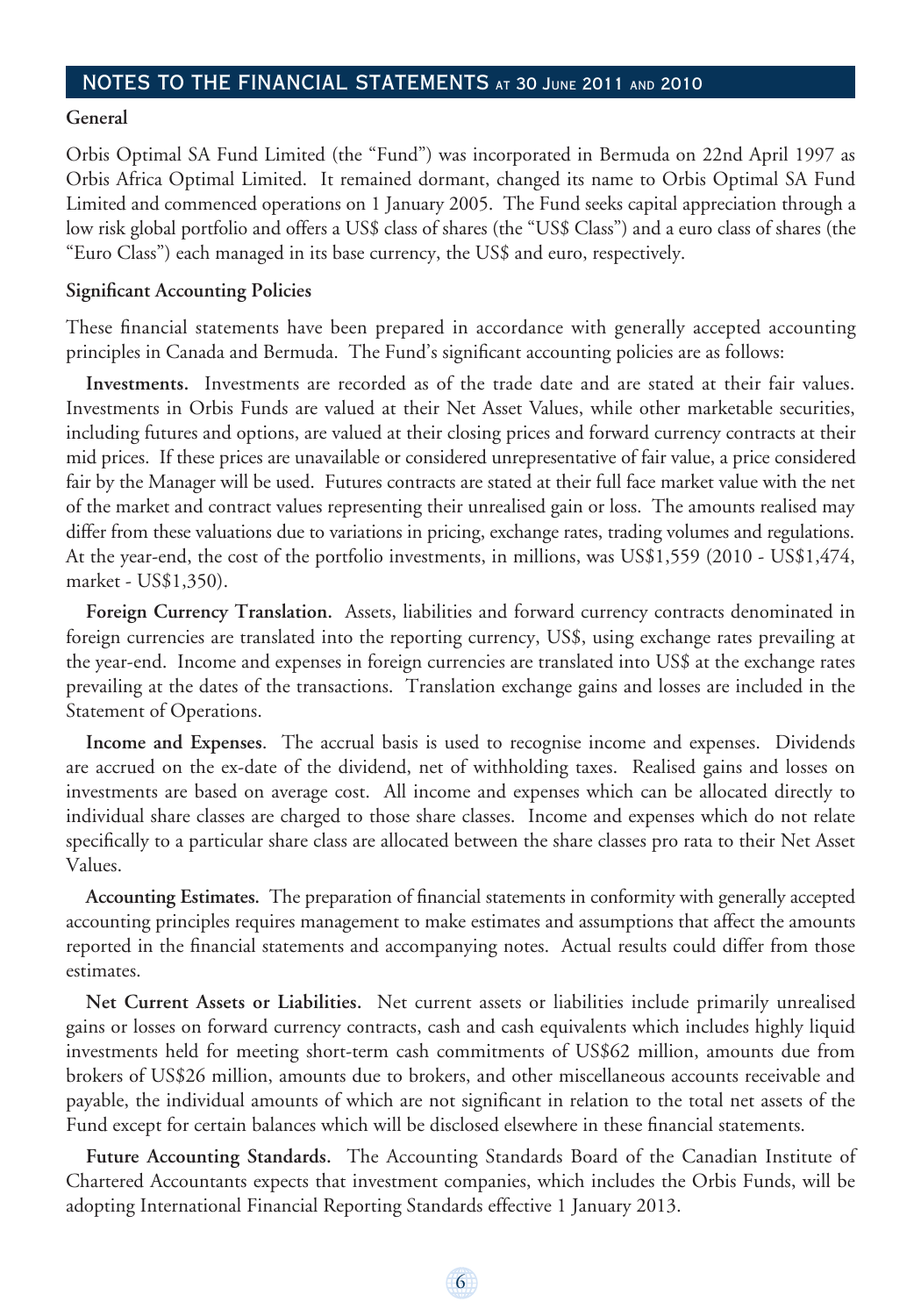## NOTES TO THE FINANCIAL STATEMENTS AT 30 JUNE 2011 AND 2010

**General**

Orbis Optimal SA Fund Limited (the "Fund") was incorporated in Bermuda on 22nd April 1997 as Orbis Africa Optimal Limited. It remained dormant, changed its name to Orbis Optimal SA Fund Limited and commenced operations on 1 January 2005. The Fund seeks capital appreciation through a low risk global portfolio and offers a US$ class of shares (the "US$ Class") and a euro class of shares (the "Euro Class") each managed in its base currency, the US$ and euro, respectively.

**Significant Accounting Policies**

These financial statements have been prepared in accordance with generally accepted accounting principles in Canada and Bermuda. The Fund's significant accounting policies are as follows:

**Investments.** Investments are recorded as of the trade date and are stated at their fair values. Investments in Orbis Funds are valued at their Net Asset Values, while other marketable securities, including futures and options, are valued at their closing prices and forward currency contracts at their mid prices. If these prices are unavailable or considered unrepresentative of fair value, a price considered fair by the Manager will be used. Futures contracts are stated at their full face market value with the net of the market and contract values representing their unrealised gain or loss. The amounts realised may differ from these valuations due to variations in pricing, exchange rates, trading volumes and regulations. At the year-end, the cost of the portfolio investments, in millions, was US$1,559 (2010 - US$1,474, market - US$1,350).

**Foreign Currency Translation.** Assets, liabilities and forward currency contracts denominated in foreign currencies are translated into the reporting currency, US$, using exchange rates prevailing at the year-end. Income and expenses in foreign currencies are translated into US$ at the exchange rates prevailing at the dates of the transactions. Translation exchange gains and losses are included in the Statement of Operations.

**Income and Expenses**. The accrual basis is used to recognise income and expenses. Dividends are accrued on the ex-date of the dividend, net of withholding taxes. Realised gains and losses on investments are based on average cost. All income and expenses which can be allocated directly to individual share classes are charged to those share classes. Income and expenses which do not relate specifically to a particular share class are allocated between the share classes pro rata to their Net Asset Values.

**Accounting Estimates.** The preparation of financial statements in conformity with generally accepted accounting principles requires management to make estimates and assumptions that affect the amounts reported in the financial statements and accompanying notes. Actual results could differ from those estimates.

**Net Current Assets or Liabilities.** Net current assets or liabilities include primarily unrealised gains or losses on forward currency contracts, cash and cash equivalents which includes highly liquid investments held for meeting short-term cash commitments of US$62 million, amounts due from brokers of US$26 million, amounts due to brokers, and other miscellaneous accounts receivable and payable, the individual amounts of which are not significant in relation to the total net assets of the Fund except for certain balances which will be disclosed elsewhere in these financial statements.

**Future Accounting Standards.** The Accounting Standards Board of the Canadian Institute of Chartered Accountants expects that investment companies, which includes the Orbis Funds, will be adopting International Financial Reporting Standards effective 1 January 2013.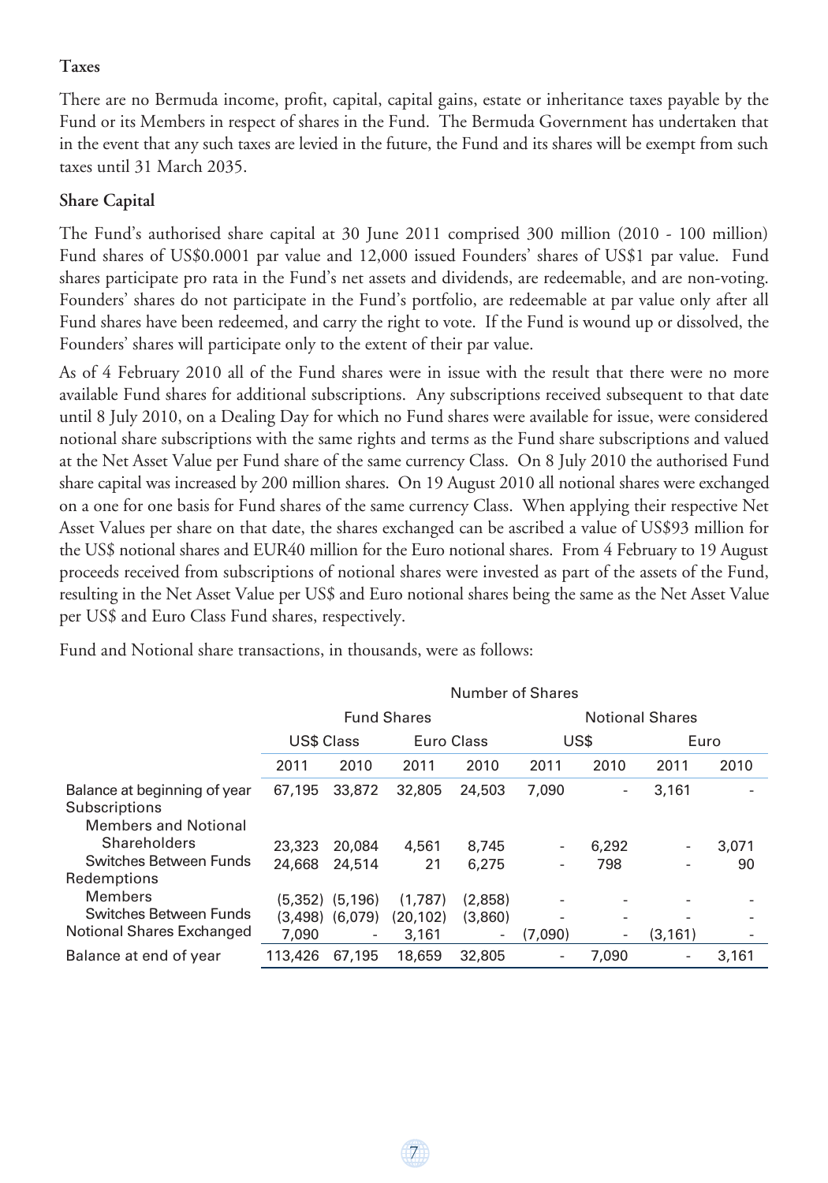**Taxes**

There are no Bermuda income, profit, capital, capital gains, estate or inheritance taxes payable by the Fund or its Members in respect of shares in the Fund. The Bermuda Government has undertaken that in the event that any such taxes are levied in the future, the Fund and its shares will be exempt from such taxes until 31 March 2035.

**Share Capital**

The Fund's authorised share capital at 30 June 2011 comprised 300 million (2010 - 100 million) Fund shares of US$0.0001 par value and 12,000 issued Founders' shares of US$1 par value. Fund shares participate pro rata in the Fund's net assets and dividends, are redeemable, and are non-voting. Founders' shares do not participate in the Fund's portfolio, are redeemable at par value only after all Fund shares have been redeemed, and carry the right to vote. If the Fund is wound up or dissolved, the Founders' shares will participate only to the extent of their par value.

As of 4 February 2010 all of the Fund shares were in issue with the result that there were no more available Fund shares for additional subscriptions. Any subscriptions received subsequent to that date until 8 July 2010, on a Dealing Day for which no Fund shares were available for issue, were considered notional share subscriptions with the same rights and terms as the Fund share subscriptions and valued at the Net Asset Value per Fund share of the same currency Class. On 8 July 2010 the authorised Fund share capital was increased by 200 million shares. On 19 August 2010 all notional shares were exchanged on a one for one basis for Fund shares of the same currency Class. When applying their respective Net Asset Values per share on that date, the shares exchanged can be ascribed a value of US$93 million for the US$ notional shares and EUR40 million for the Euro notional shares. From 4 February to 19 August proceeds received from subscriptions of notional shares were invested as part of the assets of the Fund, resulting in the Net Asset Value per US$ and Euro notional shares being the same as the Net Asset Value per US$ and Euro Class Fund shares, respectively.

Fund and Notional share transactions, in thousands, were as follows:

| | Number of Shares | | | | | | | |
|---|---|---|---|---|---|---|---|---|
| | Fund Shares | | | | Notional Shares | | | |
| | US$ Class | | Euro Class | | US$ | | Euro | |
| | 2011 | 2010 | 2011 | 2010 | 2011 | 2010 | 2011 | 2010 |
| Balance at beginning of year | 67,195 | 33,872 | 32,805 | 24,503 | 7,090 | - | 3,161 | - |
| Subscriptions | | | | | | | | |
| Members and Notional Shareholders | 23,323 | 20,084 | 4,561 | 8,745 | - | 6,292 | - | 3,071 |
| Switches Between Funds | 24,668 | 24,514 | 21 | 6,275 | - | 798 | - | 90 |
| Redemptions | | | | | | | | |
| Members | (5,352) | (5,196) | (1,787) | (2,858) | - | - | - | - |
| Switches Between Funds | (3,498) | (6,079) | (20,102) | (3,860) | - | - | - | - |
| Notional Shares Exchanged | 7,090 | - | 3,161 | - | (7,090) | - | (3,161) | - |
| Balance at end of year | 113,426 | 67,195 | 18,659 | 32,805 | - | 7,090 | - | 3,161 |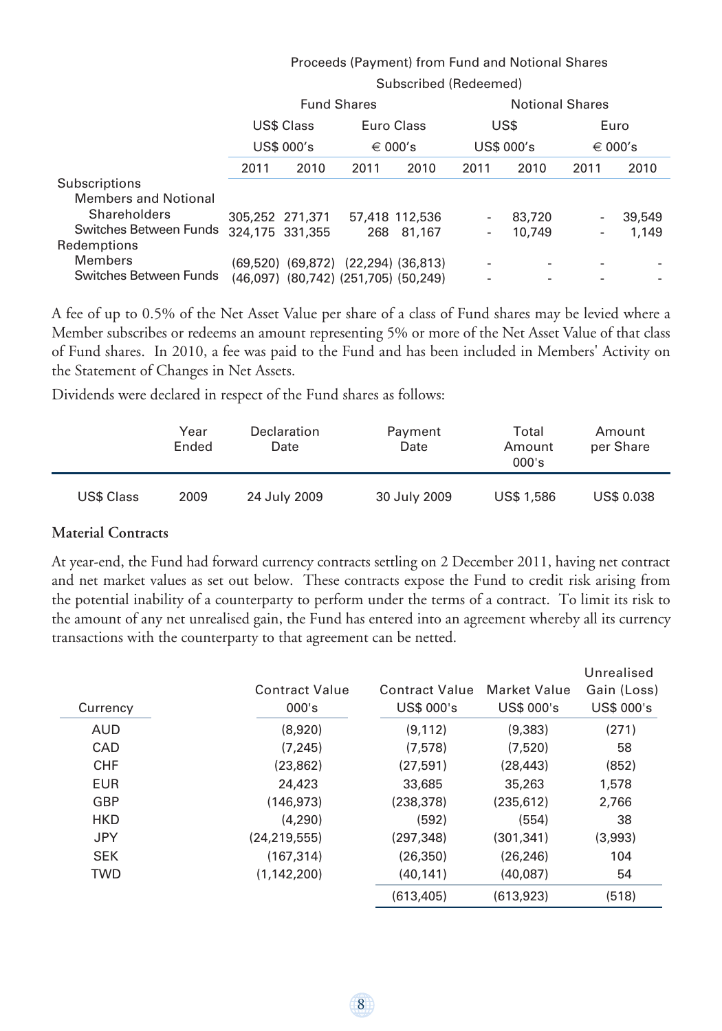| | Proceeds (Payment) from Fund and Notional Shares Subscribed (Redeemed) | | | | | | | |
|---|---|---|---|---|---|---|---|---|
| | Fund Shares | | | | Notional Shares | | | |
| | US$ Class | | Euro Class | | US$ | | Euro | |
| | US$ 000's | | € 000's | | US$ 000's | | € 000's | |
| | 2011 | 2010 | 2011 | 2010 | 2011 | 2010 | 2011 | 2010 |
| Subscriptions | | | | | | | | |
| Members and Notional Shareholders | 305,252 | 271,371 | 57,418 | 112,536 | - | 83,720 | - | 39,549 |
| Switches Between Funds | 324,175 | 331,355 | 268 | 81,167 | - | 10,749 | - | 1,149 |
| Redemptions | | | | | | | | |
| Members | (69,520) | (69,872) | (22,294) | (36,813) | - | - | - | - |
| Switches Between Funds | (46,097) | (80,742) | (251,705) | (50,249) | - | - | - | - |

A fee of up to 0.5% of the Net Asset Value per share of a class of Fund shares may be levied where a Member subscribes or redeems an amount representing 5% or more of the Net Asset Value of that class of Fund shares. In 2010, a fee was paid to the Fund and has been included in Members' Activity on the Statement of Changes in Net Assets.

Dividends were declared in respect of the Fund shares as follows:

| | Year Ended | Declaration Date | Payment Date | Total Amount 000's | Amount per Share |
|---|---|---|---|---|---|
| US$ Class | 2009 | 24 July 2009 | 30 July 2009 | US$ 1,586 | US$ 0.038 |

### Material Contracts

At year-end, the Fund had forward currency contracts settling on 2 December 2011, having net contract and net market values as set out below. These contracts expose the Fund to credit risk arising from the potential inability of a counterparty to perform under the terms of a contract. To limit its risk to the amount of any net unrealised gain, the Fund has entered into an agreement whereby all its currency transactions with the counterparty to that agreement can be netted.

| Currency | Contract Value 000's | Contract Value US$ 000's | Market Value US$ 000's | Unrealised Gain (Loss) US$ 000's |
|---|---|---|---|---|
| AUD | (8,920) | (9,112) | (9,383) | (271) |
| CAD | (7,245) | (7,578) | (7,520) | 58 |
| CHF | (23,862) | (27,591) | (28,443) | (852) |
| EUR | 24,423 | 33,685 | 35,263 | 1,578 |
| GBP | (146,973) | (238,378) | (235,612) | 2,766 |
| HKD | (4,290) | (592) | (554) | 38 |
| JPY | (24,219,555) | (297,348) | (301,341) | (3,993) |
| SEK | (167,314) | (26,350) | (26,246) | 104 |
| TWD | (1,142,200) | (40,141) | (40,087) | 54 |
| | | (613,405) | (613,923) | (518) |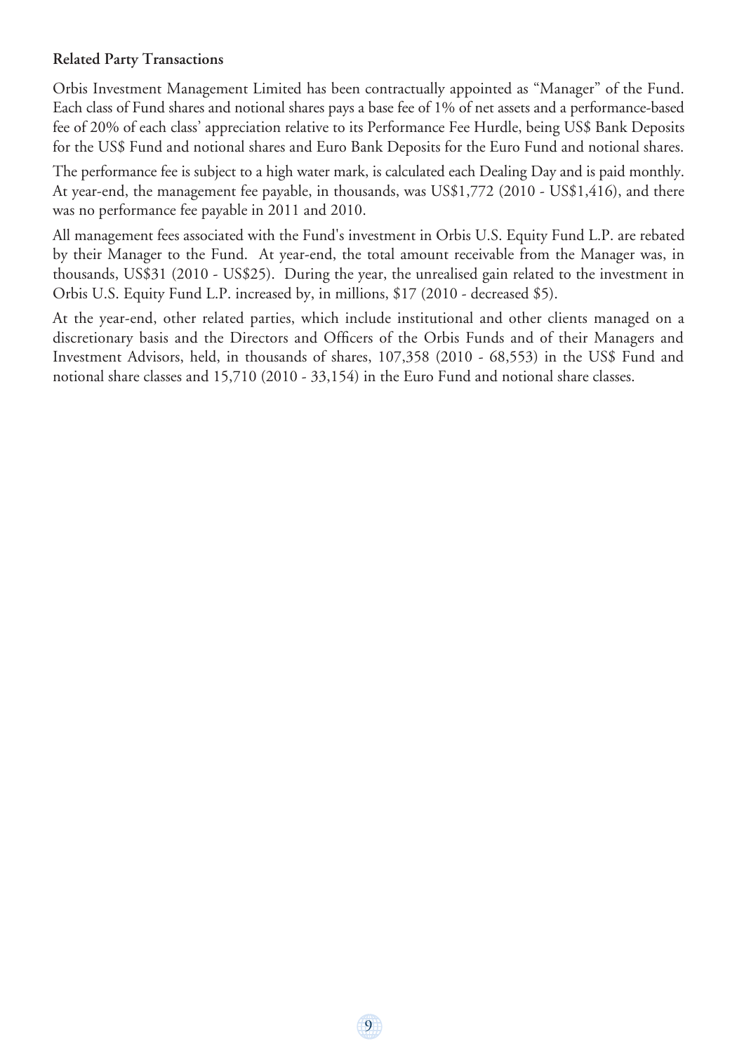**Related Party Transactions**

Orbis Investment Management Limited has been contractually appointed as "Manager" of the Fund. Each class of Fund shares and notional shares pays a base fee of 1% of net assets and a performance-based fee of 20% of each class' appreciation relative to its Performance Fee Hurdle, being US$ Bank Deposits for the US$ Fund and notional shares and Euro Bank Deposits for the Euro Fund and notional shares.

The performance fee is subject to a high water mark, is calculated each Dealing Day and is paid monthly. At year-end, the management fee payable, in thousands, was US$1,772 (2010 - US$1,416), and there was no performance fee payable in 2011 and 2010.

All management fees associated with the Fund's investment in Orbis U.S. Equity Fund L.P. are rebated by their Manager to the Fund. At year-end, the total amount receivable from the Manager was, in thousands, US$31 (2010 - US$25). During the year, the unrealised gain related to the investment in Orbis U.S. Equity Fund L.P. increased by, in millions, $17 (2010 - decreased $5).

At the year-end, other related parties, which include institutional and other clients managed on a discretionary basis and the Directors and Officers of the Orbis Funds and of their Managers and Investment Advisors, held, in thousands of shares, 107,358 (2010 - 68,553) in the US$ Fund and notional share classes and 15,710 (2010 - 33,154) in the Euro Fund and notional share classes.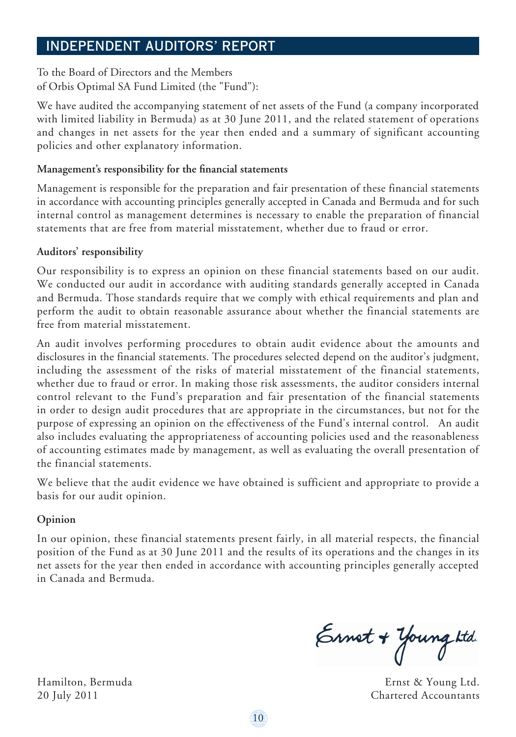# INDEPENDENT AUDITORS' REPORT

To the Board of Directors and the Members
of Orbis Optimal SA Fund Limited (the "Fund"):

We have audited the accompanying statement of net assets of the Fund (a company incorporated with limited liability in Bermuda) as at 30 June 2011, and the related statement of operations and changes in net assets for the year then ended and a summary of significant accounting policies and other explanatory information.

**Management's responsibility for the financial statements**

Management is responsible for the preparation and fair presentation of these financial statements in accordance with accounting principles generally accepted in Canada and Bermuda and for such internal control as management determines is necessary to enable the preparation of financial statements that are free from material misstatement, whether due to fraud or error.

**Auditors' responsibility**

Our responsibility is to express an opinion on these financial statements based on our audit. We conducted our audit in accordance with auditing standards generally accepted in Canada and Bermuda. Those standards require that we comply with ethical requirements and plan and perform the audit to obtain reasonable assurance about whether the financial statements are free from material misstatement.

An audit involves performing procedures to obtain audit evidence about the amounts and disclosures in the financial statements. The procedures selected depend on the auditor's judgment, including the assessment of the risks of material misstatement of the financial statements, whether due to fraud or error. In making those risk assessments, the auditor considers internal control relevant to the Fund's preparation and fair presentation of the financial statements in order to design audit procedures that are appropriate in the circumstances, but not for the purpose of expressing an opinion on the effectiveness of the Fund's internal control. An audit also includes evaluating the appropriateness of accounting policies used and the reasonableness of accounting estimates made by management, as well as evaluating the overall presentation of the financial statements.

We believe that the audit evidence we have obtained is sufficient and appropriate to provide a basis for our audit opinion.

**Opinion**

In our opinion, these financial statements present fairly, in all material respects, the financial position of the Fund as at 30 June 2011 and the results of its operations and the changes in its net assets for the year then ended in accordance with accounting principles generally accepted in Canada and Bermuda.

Ernst & Young Ltd.

Hamilton, Bermuda
20 July 2011

Ernst & Young Ltd.
Chartered Accountants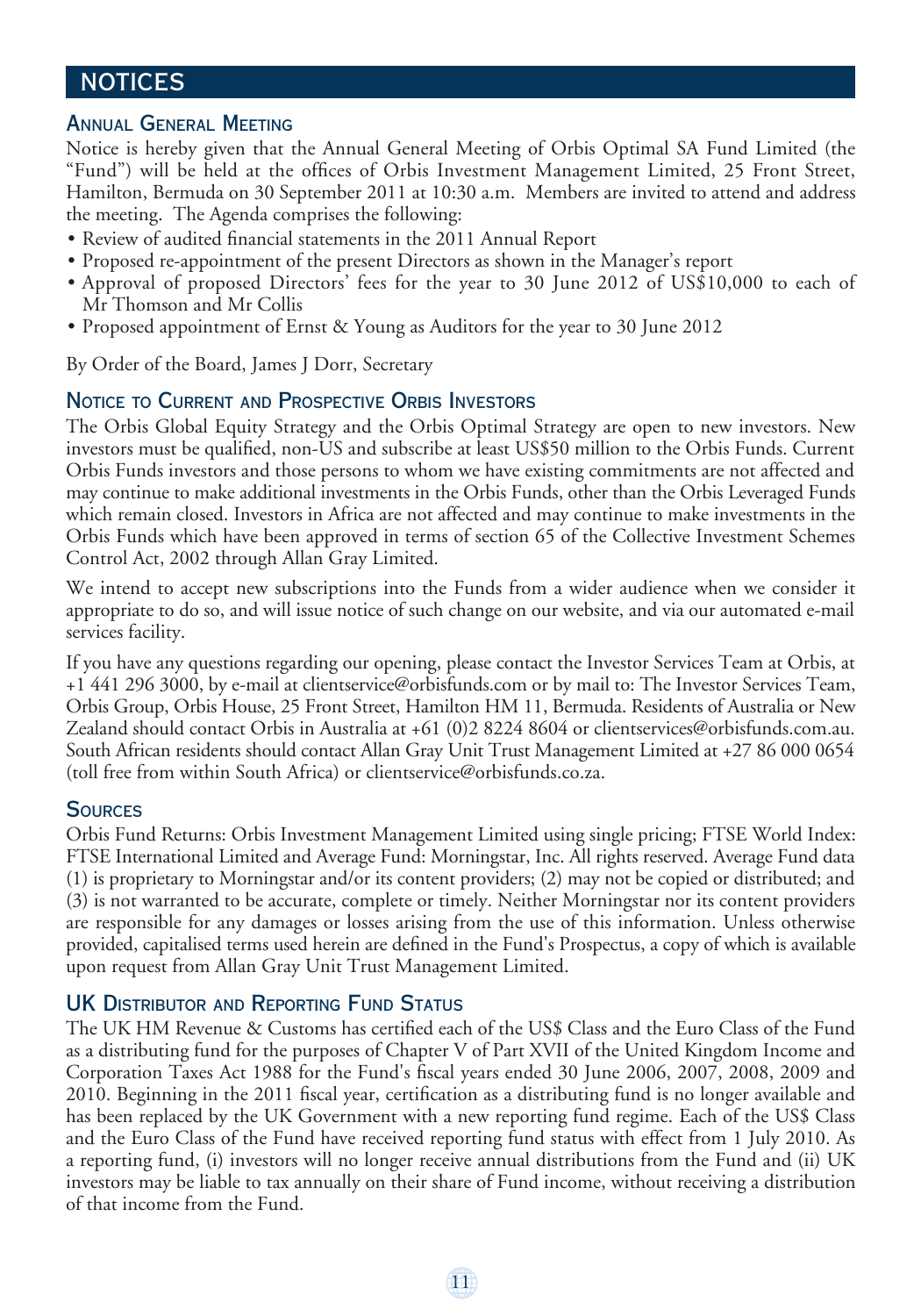# NOTICES

## Annual General Meeting

Notice is hereby given that the Annual General Meeting of Orbis Optimal SA Fund Limited (the "Fund") will be held at the offices of Orbis Investment Management Limited, 25 Front Street, Hamilton, Bermuda on 30 September 2011 at 10:30 a.m. Members are invited to attend and address the meeting. The Agenda comprises the following:

- Review of audited financial statements in the 2011 Annual Report
- Proposed re-appointment of the present Directors as shown in the Manager's report
- Approval of proposed Directors' fees for the year to 30 June 2012 of US$10,000 to each of Mr Thomson and Mr Collis
- Proposed appointment of Ernst & Young as Auditors for the year to 30 June 2012

By Order of the Board, James J Dorr, Secretary

## Notice to Current and Prospective Orbis Investors

The Orbis Global Equity Strategy and the Orbis Optimal Strategy are open to new investors. New investors must be qualified, non-US and subscribe at least US$50 million to the Orbis Funds. Current Orbis Funds investors and those persons to whom we have existing commitments are not affected and may continue to make additional investments in the Orbis Funds, other than the Orbis Leveraged Funds which remain closed. Investors in Africa are not affected and may continue to make investments in the Orbis Funds which have been approved in terms of section 65 of the Collective Investment Schemes Control Act, 2002 through Allan Gray Limited.

We intend to accept new subscriptions into the Funds from a wider audience when we consider it appropriate to do so, and will issue notice of such change on our website, and via our automated e-mail services facility.

If you have any questions regarding our opening, please contact the Investor Services Team at Orbis, at +1 441 296 3000, by e-mail at clientservice@orbisfunds.com or by mail to: The Investor Services Team, Orbis Group, Orbis House, 25 Front Street, Hamilton HM 11, Bermuda. Residents of Australia or New Zealand should contact Orbis in Australia at +61 (0)2 8224 8604 or clientservices@orbisfunds.com.au. South African residents should contact Allan Gray Unit Trust Management Limited at +27 86 000 0654 (toll free from within South Africa) or clientservice@orbisfunds.co.za.

## Sources

Orbis Fund Returns: Orbis Investment Management Limited using single pricing; FTSE World Index: FTSE International Limited and Average Fund: Morningstar, Inc. All rights reserved. Average Fund data (1) is proprietary to Morningstar and/or its content providers; (2) may not be copied or distributed; and (3) is not warranted to be accurate, complete or timely. Neither Morningstar nor its content providers are responsible for any damages or losses arising from the use of this information. Unless otherwise provided, capitalised terms used herein are defined in the Fund's Prospectus, a copy of which is available upon request from Allan Gray Unit Trust Management Limited.

## UK Distributor and Reporting Fund Status

The UK HM Revenue & Customs has certified each of the US$ Class and the Euro Class of the Fund as a distributing fund for the purposes of Chapter V of Part XVII of the United Kingdom Income and Corporation Taxes Act 1988 for the Fund's fiscal years ended 30 June 2006, 2007, 2008, 2009 and 2010. Beginning in the 2011 fiscal year, certification as a distributing fund is no longer available and has been replaced by the UK Government with a new reporting fund regime. Each of the US$ Class and the Euro Class of the Fund have received reporting fund status with effect from 1 July 2010. As a reporting fund, (i) investors will no longer receive annual distributions from the Fund and (ii) UK investors may be liable to tax annually on their share of Fund income, without receiving a distribution of that income from the Fund.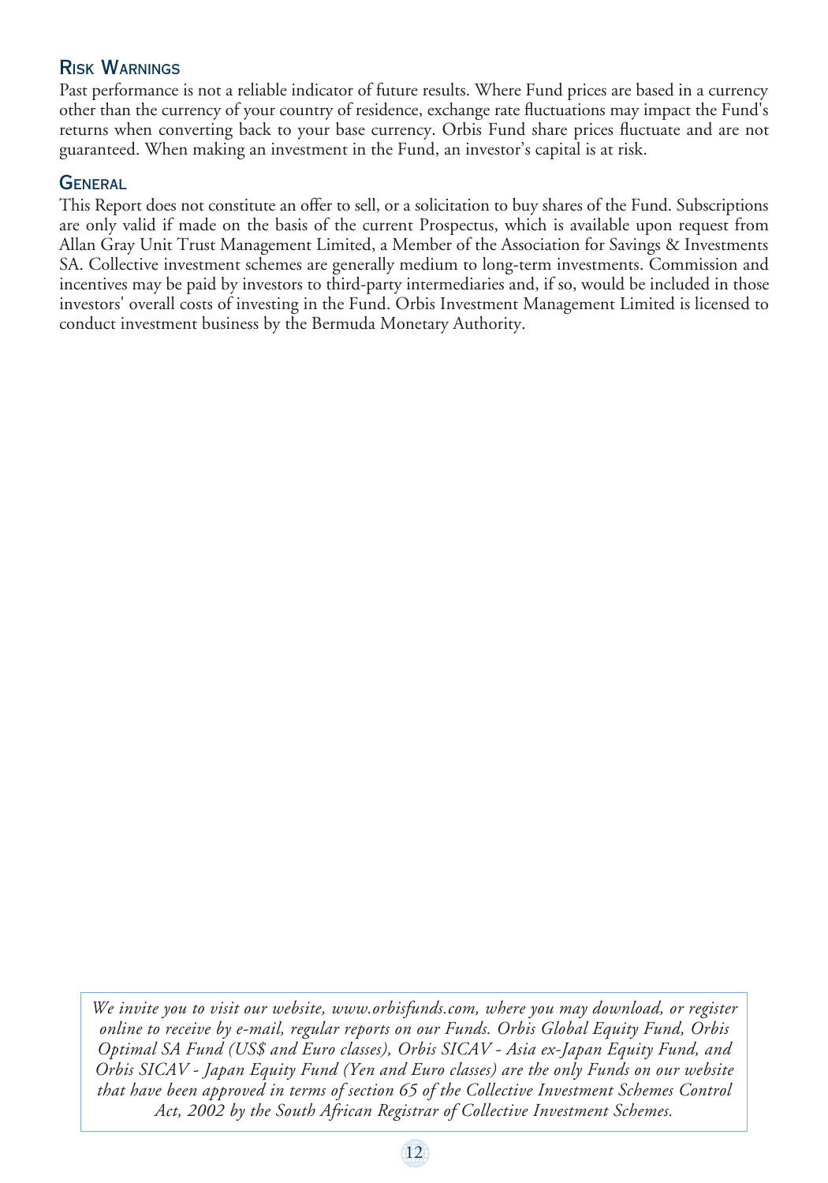## Risk Warnings

Past performance is not a reliable indicator of future results. Where Fund prices are based in a currency other than the currency of your country of residence, exchange rate fluctuations may impact the Fund's returns when converting back to your base currency. Orbis Fund share prices fluctuate and are not guaranteed. When making an investment in the Fund, an investor's capital is at risk.

## General

This Report does not constitute an offer to sell, or a solicitation to buy shares of the Fund. Subscriptions are only valid if made on the basis of the current Prospectus, which is available upon request from Allan Gray Unit Trust Management Limited, a Member of the Association for Savings & Investments SA. Collective investment schemes are generally medium to long-term investments. Commission and incentives may be paid by investors to third-party intermediaries and, if so, would be included in those investors' overall costs of investing in the Fund. Orbis Investment Management Limited is licensed to conduct investment business by the Bermuda Monetary Authority.

*We invite you to visit our website, www.orbisfunds.com, where you may download, or register online to receive by e-mail, regular reports on our Funds. Orbis Global Equity Fund, Orbis Optimal SA Fund (US$ and Euro classes), Orbis SICAV - Asia ex-Japan Equity Fund, and Orbis SICAV - Japan Equity Fund (Yen and Euro classes) are the only Funds on our website that have been approved in terms of section 65 of the Collective Investment Schemes Control Act, 2002 by the South African Registrar of Collective Investment Schemes.*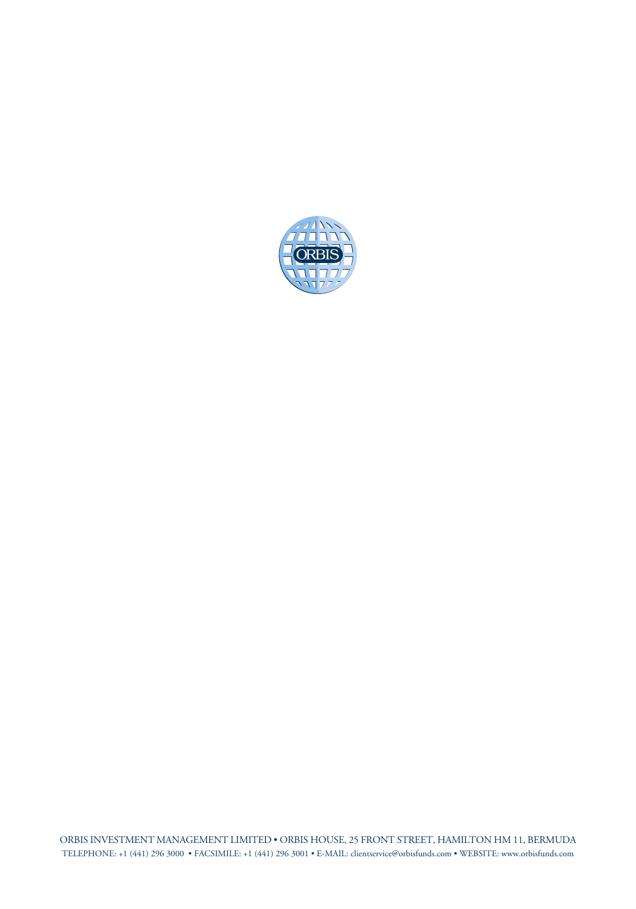ORBIS

ORBIS INVESTMENT MANAGEMENT LIMITED • ORBIS HOUSE, 25 FRONT STREET, HAMILTON HM 11, BERMUDA

TELEPHONE: +1 (441) 296 3000 • FACSIMILE: +1 (441) 296 3001 • E-MAIL: clientservice@orbisfunds.com • WEBSITE: www.orbisfunds.com